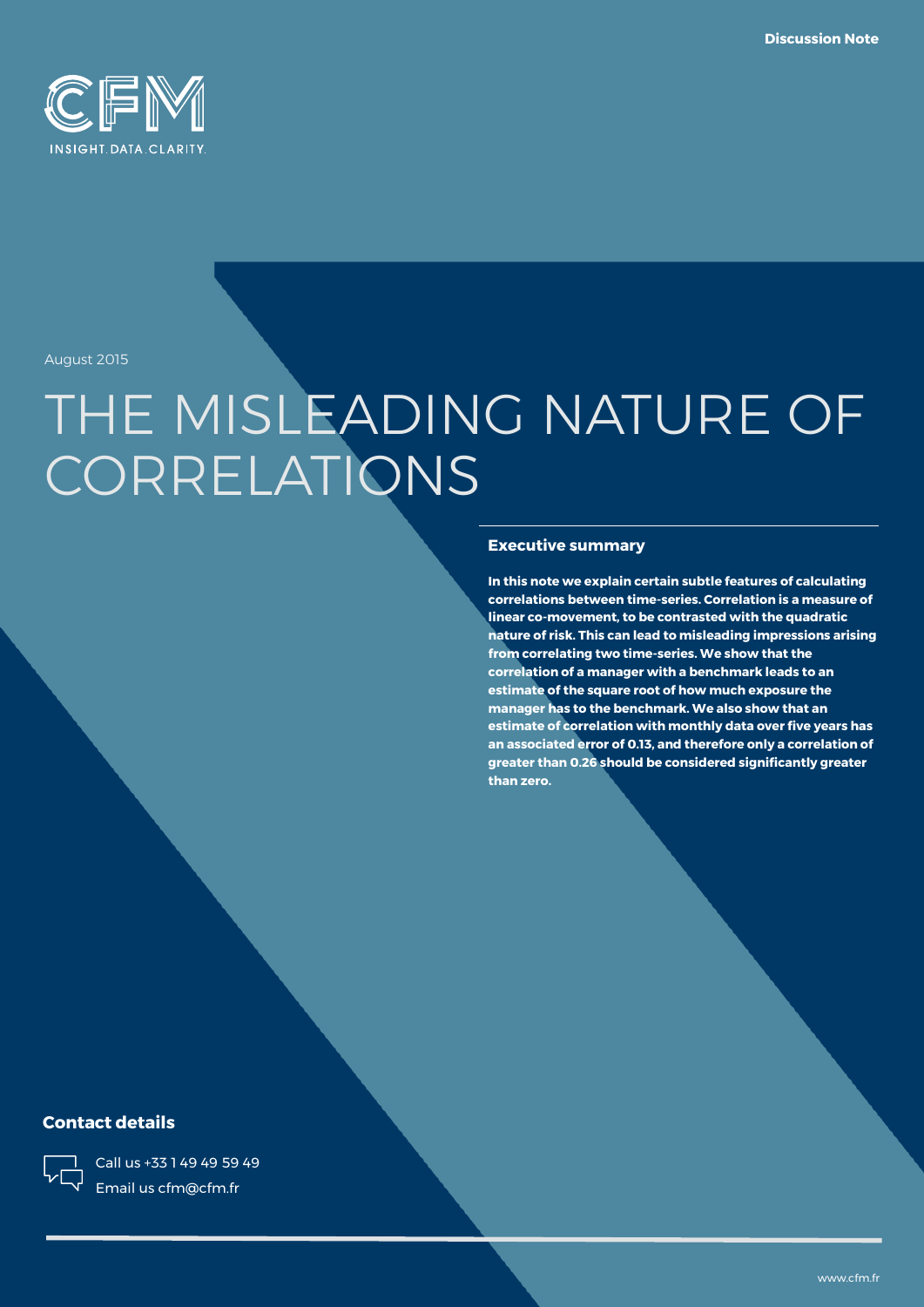Discussion Note

August 2015

# THE MISLEADING NATURE OF CORRELATIONS

## Executive summary

**In this note we explain certain subtle features of calculating correlations between time-series. Correlation is a measure of linear co-movement, to be contrasted with the quadratic nature of risk. This can lead to misleading impressions arising from correlating two time-series. We show that the correlation of a manager with a benchmark leads to an estimate of the square root of how much exposure the manager has to the benchmark. We also show that an estimate of correlation with monthly data over five years has an associated error of 0.13, and therefore only a correlation of greater than 0.26 should be considered significantly greater than zero.**

## Contact details

Call us +33 1 49 49 59 49
Email us cfm@cfm.fr

www.cfm.fr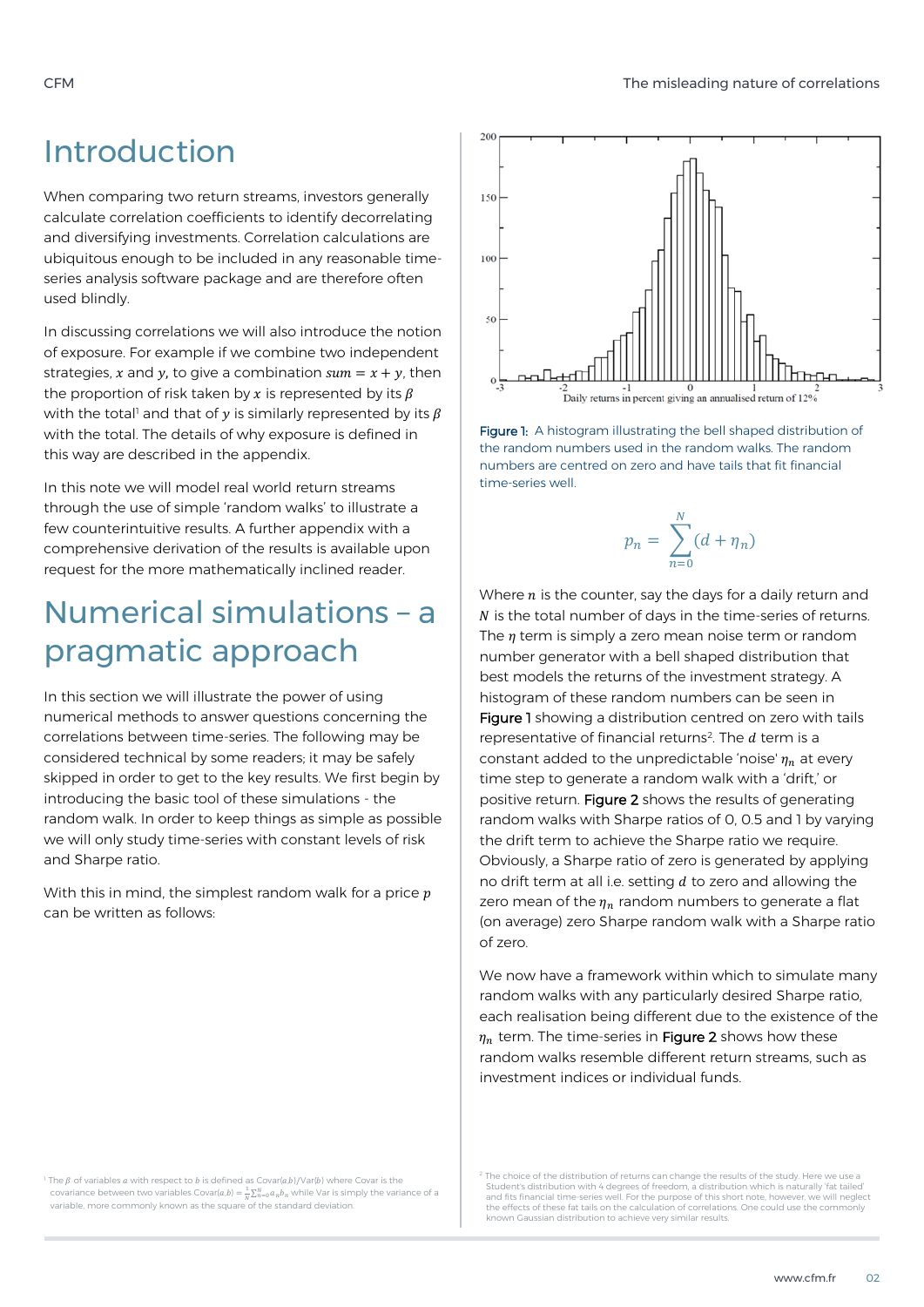# Introduction

When comparing two return streams, investors generally calculate correlation coefficients to identify decorrelating and diversifying investments. Correlation calculations are ubiquitous enough to be included in any reasonable time-series analysis software package and are therefore often used blindly.

In discussing correlations we will also introduce the notion of exposure. For example if we combine two independent strategies, $x$ and $y$, to give a combination $sum = x + y$, then the proportion of risk taken by $x$ is represented by its $\beta$ with the total[1] and that of $y$ is similarly represented by its $\beta$ with the total. The details of why exposure is defined in this way are described in the appendix.

In this note we will model real world return streams through the use of simple 'random walks' to illustrate a few counterintuitive results. A further appendix with a comprehensive derivation of the results is available upon request for the more mathematically inclined reader.

# Numerical simulations – a pragmatic approach

In this section we will illustrate the power of using numerical methods to answer questions concerning the correlations between time-series. The following may be considered technical by some readers; it may be safely skipped in order to get to the key results. We first begin by introducing the basic tool of these simulations - the random walk. In order to keep things as simple as possible we will only study time-series with constant levels of risk and Sharpe ratio.

With this in mind, the simplest random walk for a price $p$ can be written as follows:

Figure 1: A histogram illustrating the bell shaped distribution of the random numbers used in the random walks. The random numbers are centred on zero and have tails that fit financial time-series well.

$$p_n = \sum_{n=0}^{N} (d + \eta_n)$$

Where $n$ is the counter, say the days for a daily return and $N$ is the total number of days in the time-series of returns. The $\eta$ term is simply a zero mean noise term or random number generator with a bell shaped distribution that best models the returns of the investment strategy. A histogram of these random numbers can be seen in Figure 1 showing a distribution centred on zero with tails representative of financial returns[2]. The $d$ term is a constant added to the unpredictable 'noise' $\eta_n$ at every time step to generate a random walk with a 'drift,' or positive return. Figure 2 shows the results of generating random walks with Sharpe ratios of 0, 0.5 and 1 by varying the drift term to achieve the Sharpe ratio we require. Obviously, a Sharpe ratio of zero is generated by applying no drift term at all i.e. setting $d$ to zero and allowing the zero mean of the $\eta_n$ random numbers to generate a flat (on average) zero Sharpe random walk with a Sharpe ratio of zero.

We now have a framework within which to simulate many random walks with any particularly desired Sharpe ratio, each realisation being different due to the existence of the $\eta_n$ term. The time-series in Figure 2 shows how these random walks resemble different return streams, such as investment indices or individual funds.

[1] The $\beta$ of variables $a$ with respect to $b$ is defined as Covar($a$,$b$)/Var($b$) where Covar is the covariance between two variables $\text{Covar}(a,b) = \frac{1}{N}\sum_{n=0}^{N} a_n b_n$ while Var is simply the variance of a variable, more commonly known as the square of the standard deviation.

[2] The choice of the distribution of returns can change the results of the study. Here we use a Student's distribution with 4 degrees of freedom, a distribution which is naturally 'fat tailed' and fits financial time-series well. For the purpose of this short note, however, we will neglect the effects of these fat tails on the calculation of correlations. One could use the commonly known Gaussian distribution to achieve very similar results.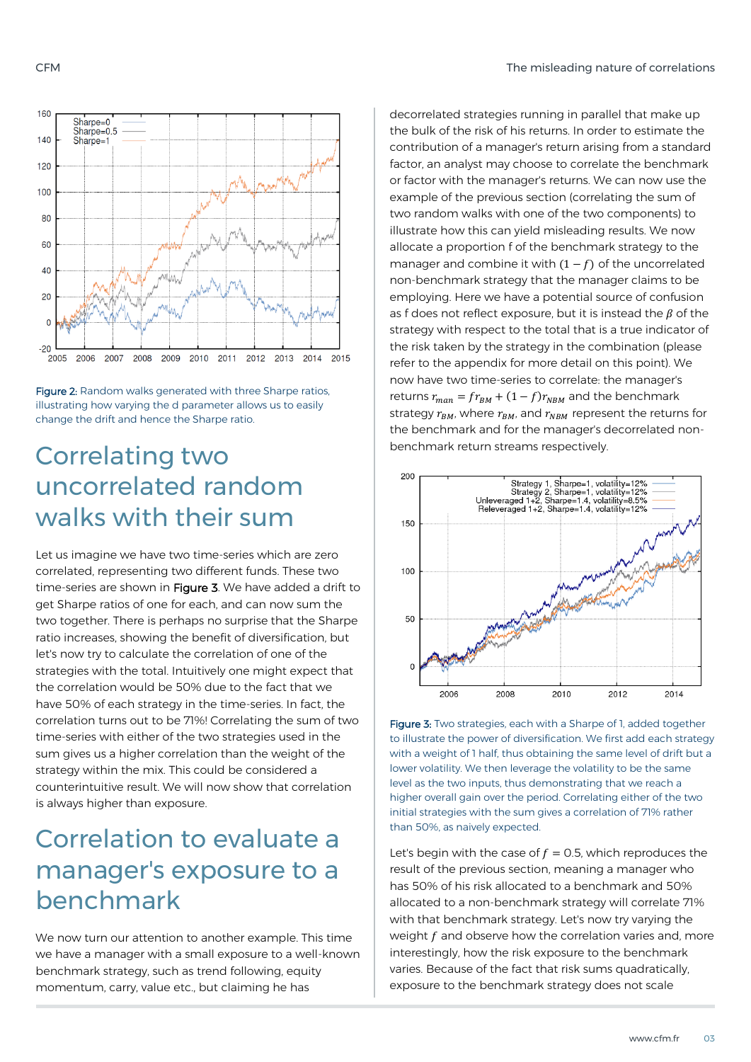Figure 2: Random walks generated with three Sharpe ratios, illustrating how varying the d parameter allows us to easily change the drift and hence the Sharpe ratio.

## Correlating two uncorrelated random walks with their sum

Let us imagine we have two time-series which are zero correlated, representing two different funds. These two time-series are shown in **Figure 3**. We have added a drift to get Sharpe ratios of one for each, and can now sum the two together. There is perhaps no surprise that the Sharpe ratio increases, showing the benefit of diversification, but let's now try to calculate the correlation of one of the strategies with the total. Intuitively one might expect that the correlation would be 50% due to the fact that we have 50% of each strategy in the time-series. In fact, the correlation turns out to be 71%! Correlating the sum of two time-series with either of the two strategies used in the sum gives us a higher correlation than the weight of the strategy within the mix. This could be considered a counterintuitive result. We will now show that correlation is always higher than exposure.

## Correlation to evaluate a manager's exposure to a benchmark

We now turn our attention to another example. This time we have a manager with a small exposure to a well-known benchmark strategy, such as trend following, equity momentum, carry, value etc., but claiming he has decorrelated strategies running in parallel that make up the bulk of the risk of his returns. In order to estimate the contribution of a manager's return arising from a standard factor, an analyst may choose to correlate the benchmark or factor with the manager's returns. We can now use the example of the previous section (correlating the sum of two random walks with one of the two components) to illustrate how this can yield misleading results. We now allocate a proportion f of the benchmark strategy to the manager and combine it with $(1-f)$ of the uncorrelated non-benchmark strategy that the manager claims to be employing. Here we have a potential source of confusion as f does not reflect exposure, but it is instead the $\beta$ of the strategy with respect to the total that is a true indicator of the risk taken by the strategy in the combination (please refer to the appendix for more detail on this point). We now have two time-series to correlate: the manager's returns $r_{man} = f r_{BM} + (1-f) r_{NBM}$ and the benchmark strategy $r_{BM}$, where $r_{BM}$, and $r_{NBM}$ represent the returns for the benchmark and for the manager's decorrelated non-benchmark return streams respectively.

Figure 3: Two strategies, each with a Sharpe of 1, added together to illustrate the power of diversification. We first add each strategy with a weight of 1 half, thus obtaining the same level of drift but a lower volatility. We then leverage the volatility to be the same level as the two inputs, thus demonstrating that we reach a higher overall gain over the period. Correlating either of the two initial strategies with the sum gives a correlation of 71% rather than 50%, as naively expected.

Let's begin with the case of $f = 0.5$, which reproduces the result of the previous section, meaning a manager who has 50% of his risk allocated to a benchmark and 50% allocated to a non-benchmark strategy will correlate 71% with that benchmark strategy. Let's now try varying the weight $f$ and observe how the correlation varies and, more interestingly, how the risk exposure to the benchmark varies. Because of the fact that risk sums quadratically, exposure to the benchmark strategy does not scale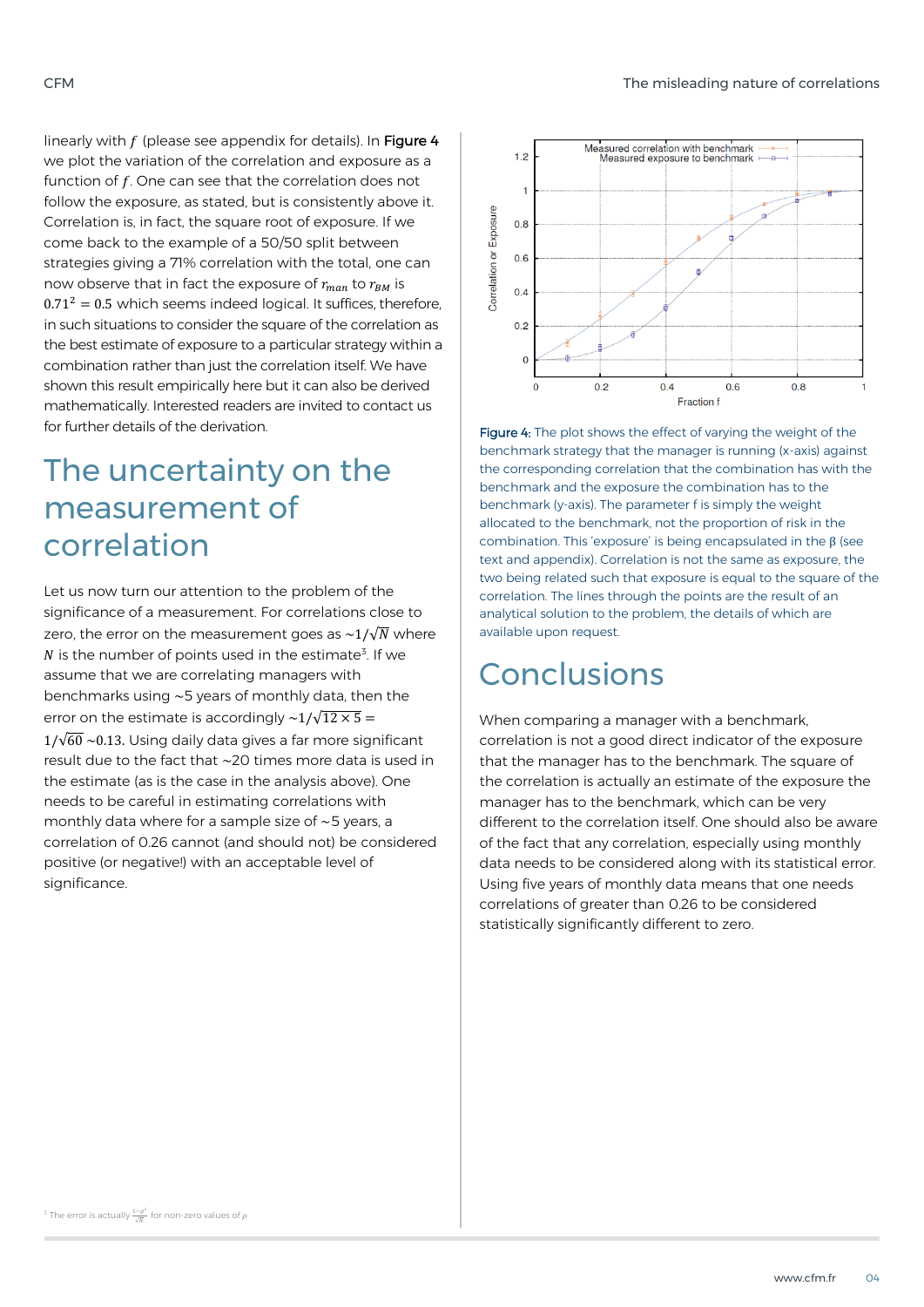linearly with $f$ (please see appendix for details). In **Figure 4** we plot the variation of the correlation and exposure as a function of $f$. One can see that the correlation does not follow the exposure, as stated, but is consistently above it. Correlation is, in fact, the square root of exposure. If we come back to the example of a 50/50 split between strategies giving a 71% correlation with the total, one can now observe that in fact the exposure of $r_{man}$ to $r_{BM}$ is $0.71^2 = 0.5$ which seems indeed logical. It suffices, therefore, in such situations to consider the square of the correlation as the best estimate of exposure to a particular strategy within a combination rather than just the correlation itself. We have shown this result empirically here but it can also be derived mathematically. Interested readers are invited to contact us for further details of the derivation.

# The uncertainty on the measurement of correlation

Let us now turn our attention to the problem of the significance of a measurement. For correlations close to zero, the error on the measurement goes as $\sim 1/\sqrt{N}$ where $N$ is the number of points used in the estimate[3]. If we assume that we are correlating managers with benchmarks using ~5 years of monthly data, then the error on the estimate is accordingly $\sim 1/\sqrt{12 \times 5} = 1/\sqrt{60} \sim 0.13$. Using daily data gives a far more significant result due to the fact that ~20 times more data is used in the estimate (as is the case in the analysis above). One needs to be careful in estimating correlations with monthly data where for a sample size of ~5 years, a correlation of 0.26 cannot (and should not) be considered positive (or negative!) with an acceptable level of significance.

[3] The error is actually $\frac{1-\rho^2}{\sqrt{N}}$ for non-zero values of $\rho$

**Figure 4:** The plot shows the effect of varying the weight of the benchmark strategy that the manager is running (x-axis) against the corresponding correlation that the combination has with the benchmark and the exposure the combination has to the benchmark (y-axis). The parameter f is simply the weight allocated to the benchmark, not the proportion of risk in the combination. This 'exposure' is being encapsulated in the β (see text and appendix). Correlation is not the same as exposure, the two being related such that exposure is equal to the square of the correlation. The lines through the points are the result of an analytical solution to the problem, the details of which are available upon request.

# Conclusions

When comparing a manager with a benchmark, correlation is not a good direct indicator of the exposure that the manager has to the benchmark. The square of the correlation is actually an estimate of the exposure the manager has to the benchmark, which can be very different to the correlation itself. One should also be aware of the fact that any correlation, especially using monthly data needs to be considered along with its statistical error. Using five years of monthly data means that one needs correlations of greater than 0.26 to be considered statistically significantly different to zero.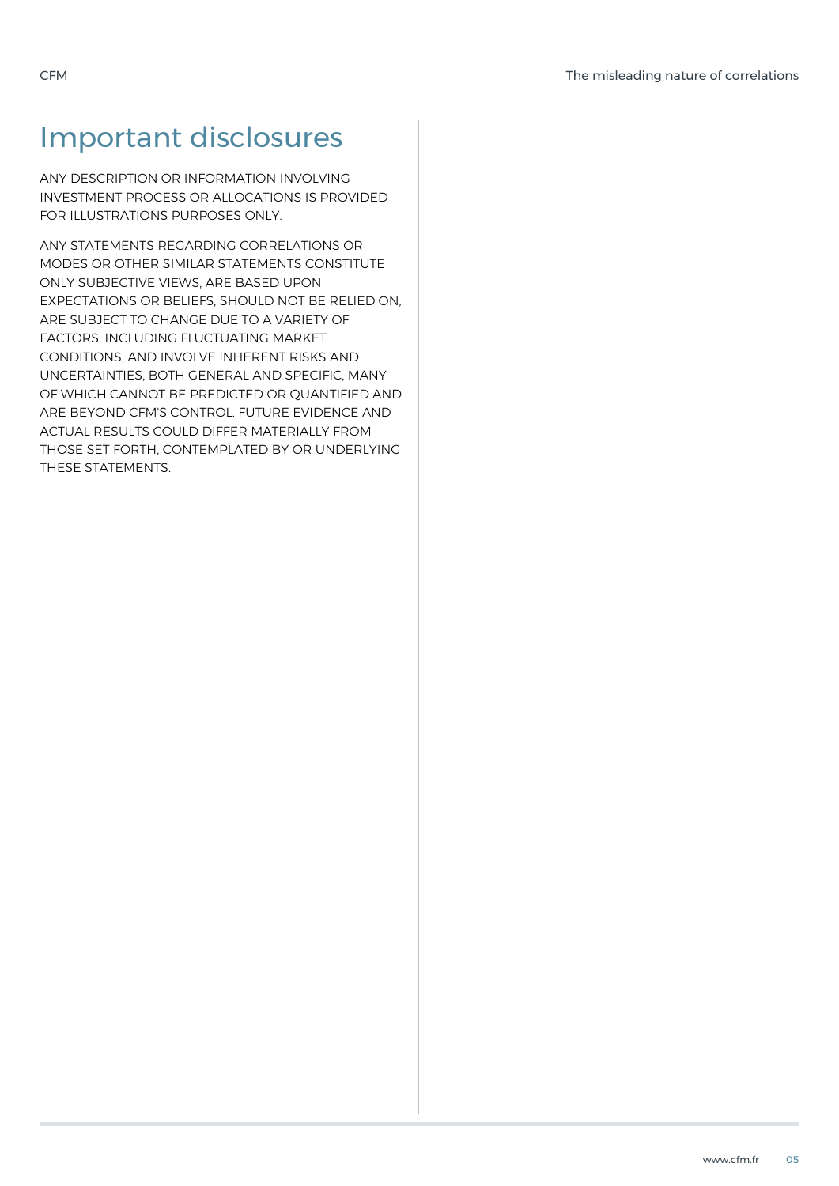# Important disclosures

ANY DESCRIPTION OR INFORMATION INVOLVING INVESTMENT PROCESS OR ALLOCATIONS IS PROVIDED FOR ILLUSTRATIONS PURPOSES ONLY.

ANY STATEMENTS REGARDING CORRELATIONS OR MODES OR OTHER SIMILAR STATEMENTS CONSTITUTE ONLY SUBJECTIVE VIEWS, ARE BASED UPON EXPECTATIONS OR BELIEFS, SHOULD NOT BE RELIED ON, ARE SUBJECT TO CHANGE DUE TO A VARIETY OF FACTORS, INCLUDING FLUCTUATING MARKET CONDITIONS, AND INVOLVE INHERENT RISKS AND UNCERTAINTIES, BOTH GENERAL AND SPECIFIC, MANY OF WHICH CANNOT BE PREDICTED OR QUANTIFIED AND ARE BEYOND CFM'S CONTROL. FUTURE EVIDENCE AND ACTUAL RESULTS COULD DIFFER MATERIALLY FROM THOSE SET FORTH, CONTEMPLATED BY OR UNDERLYING THESE STATEMENTS.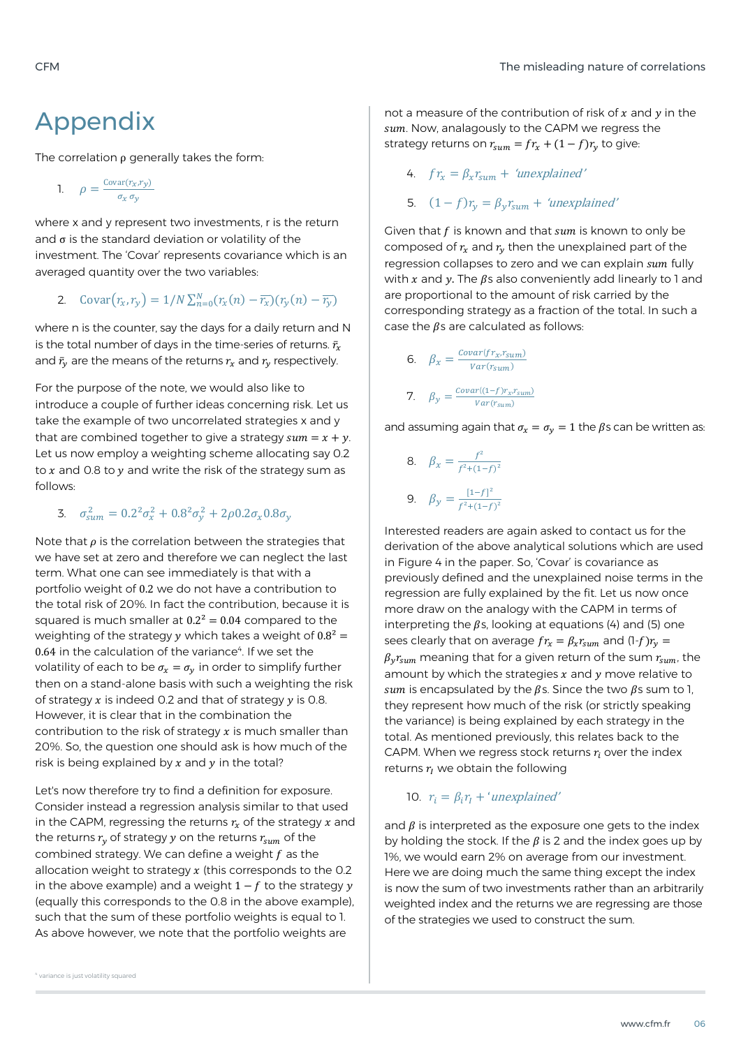# Appendix

The correlation ρ generally takes the form:

1. $\rho = \frac{\text{Covar}(r_x, r_y)}{\sigma_x \, \sigma_y}$

where x and y represent two investments, r is the return and σ is the standard deviation or volatility of the investment. The 'Covar' represents covariance which is an averaged quantity over the two variables:

2. $\text{Covar}(r_x, r_y) = 1/N \sum_{n=0}^{N} (r_x(n) - \overline{r_x})(r_y(n) - \overline{r_y})$

where n is the counter, say the days for a daily return and N is the total number of days in the time-series of returns. $\bar{r}_x$ and $\bar{r}_y$ are the means of the returns $r_x$ and $r_y$ respectively.

For the purpose of the note, we would also like to introduce a couple of further ideas concerning risk. Let us take the example of two uncorrelated strategies x and y that are combined together to give a strategy $sum = x + y$. Let us now employ a weighting scheme allocating say 0.2 to $x$ and 0.8 to $y$ and write the risk of the strategy sum as follows:

3. $\sigma_{sum}^2 = 0.2^2 \sigma_x^2 + 0.8^2 \sigma_y^2 + 2\rho 0.2 \sigma_x 0.8 \sigma_y$

Note that $\rho$ is the correlation between the strategies that we have set at zero and therefore we can neglect the last term. What one can see immediately is that with a portfolio weight of $0.2$ we do not have a contribution to the total risk of 20%. In fact the contribution, because it is squared is much smaller at $0.2^2 = 0.04$ compared to the weighting of the strategy $y$ which takes a weight of $0.8^2 = 0.64$ in the calculation of the variance[4]. If we set the volatility of each to be $\sigma_x = \sigma_y$ in order to simplify further then on a stand-alone basis with such a weighting the risk of strategy $x$ is indeed 0.2 and that of strategy $y$ is 0.8. However, it is clear that in the combination the contribution to the risk of strategy $x$ is much smaller than 20%. So, the question one should ask is how much of the risk is being explained by $x$ and $y$ in the total?

Let's now therefore try to find a definition for exposure. Consider instead a regression analysis similar to that used in the CAPM, regressing the returns $r_x$ of the strategy $x$ and the returns $r_y$ of strategy $y$ on the returns $r_{sum}$ of the combined strategy. We can define a weight $f$ as the allocation weight to strategy $x$ (this corresponds to the 0.2 in the above example) and a weight $1 - f$ to the strategy $y$ (equally this corresponds to the 0.8 in the above example), such that the sum of these portfolio weights is equal to 1. As above however, we note that the portfolio weights are not a measure of the contribution of risk of $x$ and $y$ in the $sum$. Now, analagously to the CAPM we regress the strategy returns on $r_{sum} = fr_x + (1 - f)r_y$ to give:

4. $f r_x = \beta_x r_{sum} + \text{'unexplained'}$

5. $(1 - f) r_y = \beta_y r_{sum} + \text{'unexplained'}$

Given that $f$ is known and that $sum$ is known to only be composed of $r_x$ and $r_y$ then the unexplained part of the regression collapses to zero and we can explain $sum$ fully with $x$ and $y$. The $\beta$s also conveniently add linearly to 1 and are proportional to the amount of risk carried by the corresponding strategy as a fraction of the total. In such a case the $\beta$s are calculated as follows:

6. $\beta_x = \frac{Covar(f r_x, r_{sum})}{Var(r_{sum})}$

7. $\beta_y = \frac{Covar((1-f) r_x, r_{sum})}{Var(r_{sum})}$

and assuming again that $\sigma_x = \sigma_y = 1$ the $\beta$s can be written as:

8. $\beta_x = \frac{f^2}{f^2 + (1-f)^2}$

9. $\beta_y = \frac{[1-f]^2}{f^2 + (1-f)^2}$

Interested readers are again asked to contact us for the derivation of the above analytical solutions which are used in Figure 4 in the paper. So, 'Covar' is covariance as previously defined and the unexplained noise terms in the regression are fully explained by the fit. Let us now once more draw on the analogy with the CAPM in terms of interpreting the $\beta$s, looking at equations (4) and (5) one sees clearly that on average $f r_x = \beta_x r_{sum}$ and $(1\text{-}f) r_y = \beta_y r_{sum}$ meaning that for a given return of the sum $r_{sum}$, the amount by which the strategies $x$ and $y$ move relative to $sum$ is encapsulated by the $\beta$s. Since the two $\beta$s sum to 1, they represent how much of the risk (or strictly speaking the variance) is being explained by each strategy in the total. As mentioned previously, this relates back to the CAPM. When we regress stock returns $r_i$ over the index returns $r_I$ we obtain the following

10. $r_i = \beta_i r_I + \text{'unexplained'}$

and $\beta$ is interpreted as the exposure one gets to the index by holding the stock. If the $\beta$ is 2 and the index goes up by 1%, we would earn 2% on average from our investment. Here we are doing much the same thing except the index is now the sum of two investments rather than an arbitrarily weighted index and the returns we are regressing are those of the strategies we used to construct the sum.

[4] variance is just volatility squared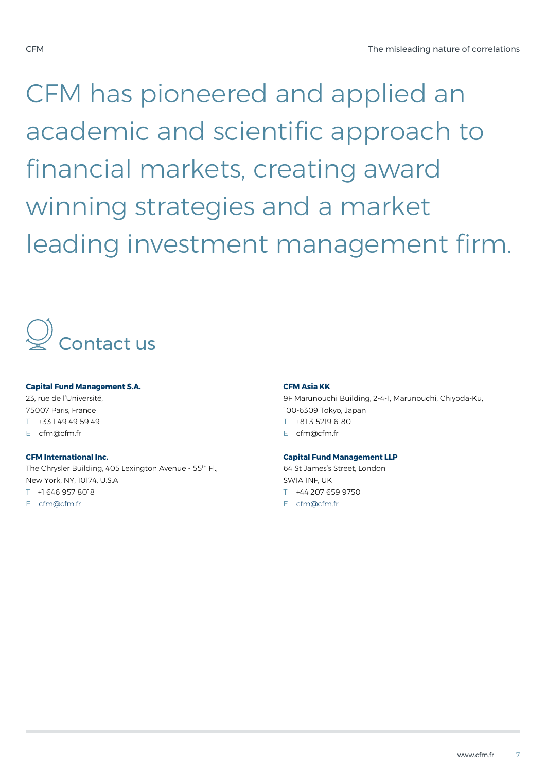CFM has pioneered and applied an academic and scientific approach to financial markets, creating award winning strategies and a market leading investment management firm.

## Contact us

**Capital Fund Management S.A.**
23, rue de l'Université,
75007 Paris, France
T +33 1 49 49 59 49
E cfm@cfm.fr

**CFM International Inc.**
The Chrysler Building, 405 Lexington Avenue - 55th Fl.,
New York, NY, 10174, U.S.A
T +1 646 957 8018
E cfm@cfm.fr

**CFM Asia KK**
9F Marunouchi Building, 2-4-1, Marunouchi, Chiyoda-Ku,
100-6309 Tokyo, Japan
T +81 3 5219 6180
E cfm@cfm.fr

**Capital Fund Management LLP**
64 St James's Street, London
SW1A 1NF, UK
T +44 207 659 9750
E cfm@cfm.fr

www.cfm.fr